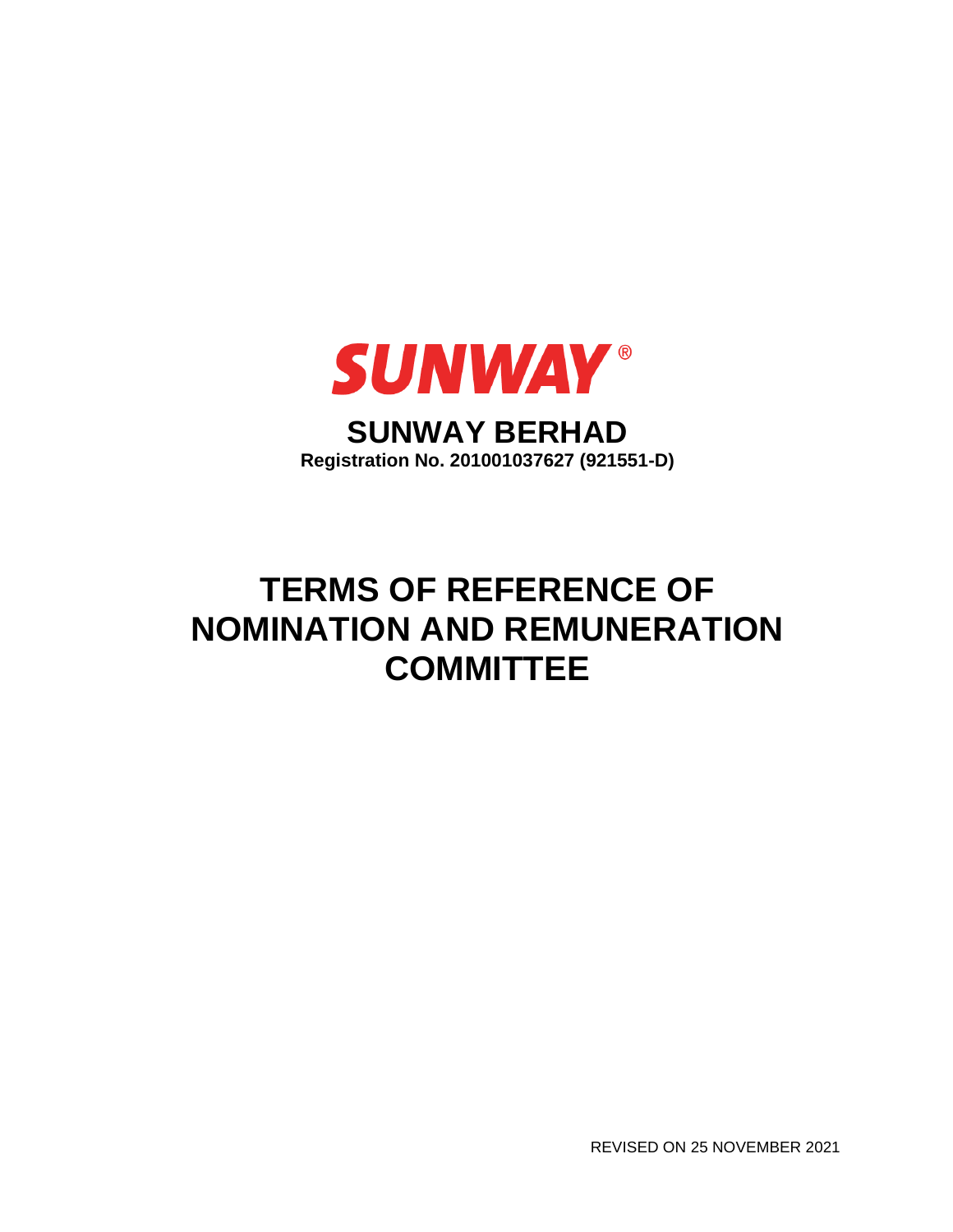SUNWAY®

# SUNWAY BERHAD

**Registration No. 201001037627 (921551-D)**

# TERMS OF REFERENCE OF NOMINATION AND REMUNERATION COMMITTEE

REVISED ON 25 NOVEMBER 2021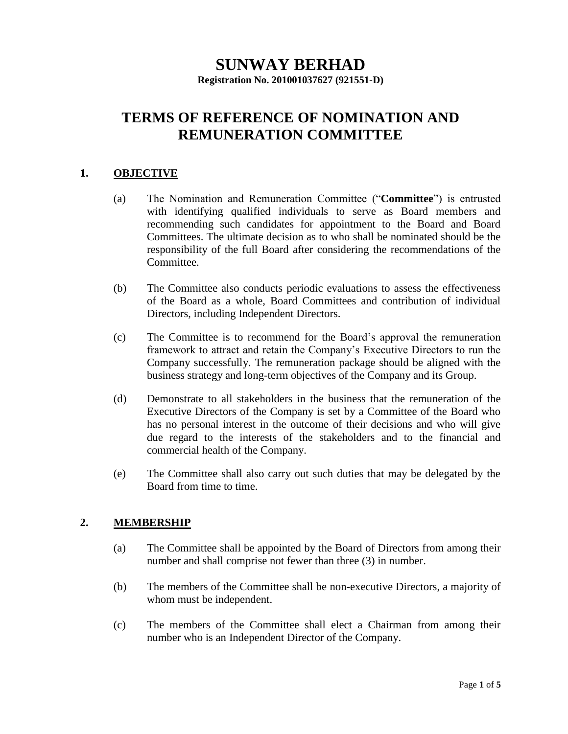# SUNWAY BERHAD

**Registration No. 201001037627 (921551-D)**

# TERMS OF REFERENCE OF NOMINATION AND REMUNERATION COMMITTEE

## 1. OBJECTIVE

(a) The Nomination and Remuneration Committee ("**Committee**") is entrusted with identifying qualified individuals to serve as Board members and recommending such candidates for appointment to the Board and Board Committees. The ultimate decision as to who shall be nominated should be the responsibility of the full Board after considering the recommendations of the Committee.

(b) The Committee also conducts periodic evaluations to assess the effectiveness of the Board as a whole, Board Committees and contribution of individual Directors, including Independent Directors.

(c) The Committee is to recommend for the Board's approval the remuneration framework to attract and retain the Company's Executive Directors to run the Company successfully. The remuneration package should be aligned with the business strategy and long-term objectives of the Company and its Group.

(d) Demonstrate to all stakeholders in the business that the remuneration of the Executive Directors of the Company is set by a Committee of the Board who has no personal interest in the outcome of their decisions and who will give due regard to the interests of the stakeholders and to the financial and commercial health of the Company.

(e) The Committee shall also carry out such duties that may be delegated by the Board from time to time.

## 2. MEMBERSHIP

(a) The Committee shall be appointed by the Board of Directors from among their number and shall comprise not fewer than three (3) in number.

(b) The members of the Committee shall be non-executive Directors, a majority of whom must be independent.

(c) The members of the Committee shall elect a Chairman from among their number who is an Independent Director of the Company.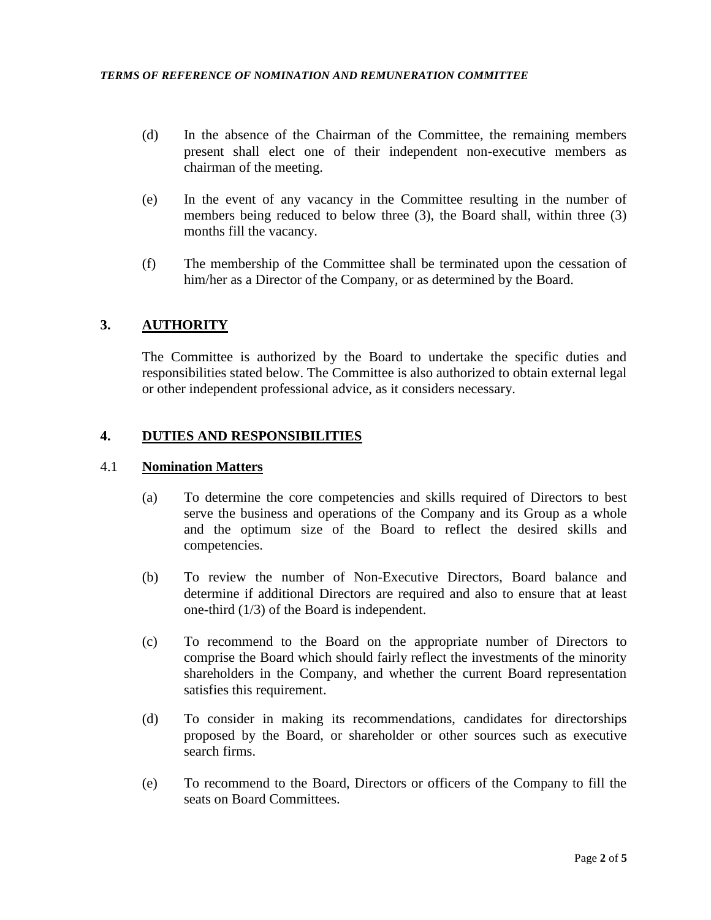(d) In the absence of the Chairman of the Committee, the remaining members present shall elect one of their independent non-executive members as chairman of the meeting.

(e) In the event of any vacancy in the Committee resulting in the number of members being reduced to below three (3), the Board shall, within three (3) months fill the vacancy.

(f) The membership of the Committee shall be terminated upon the cessation of him/her as a Director of the Company, or as determined by the Board.

## 3. AUTHORITY

The Committee is authorized by the Board to undertake the specific duties and responsibilities stated below. The Committee is also authorized to obtain external legal or other independent professional advice, as it considers necessary.

## 4. DUTIES AND RESPONSIBILITIES

### 4.1 Nomination Matters

(a) To determine the core competencies and skills required of Directors to best serve the business and operations of the Company and its Group as a whole and the optimum size of the Board to reflect the desired skills and competencies.

(b) To review the number of Non-Executive Directors, Board balance and determine if additional Directors are required and also to ensure that at least one-third (1/3) of the Board is independent.

(c) To recommend to the Board on the appropriate number of Directors to comprise the Board which should fairly reflect the investments of the minority shareholders in the Company, and whether the current Board representation satisfies this requirement.

(d) To consider in making its recommendations, candidates for directorships proposed by the Board, or shareholder or other sources such as executive search firms.

(e) To recommend to the Board, Directors or officers of the Company to fill the seats on Board Committees.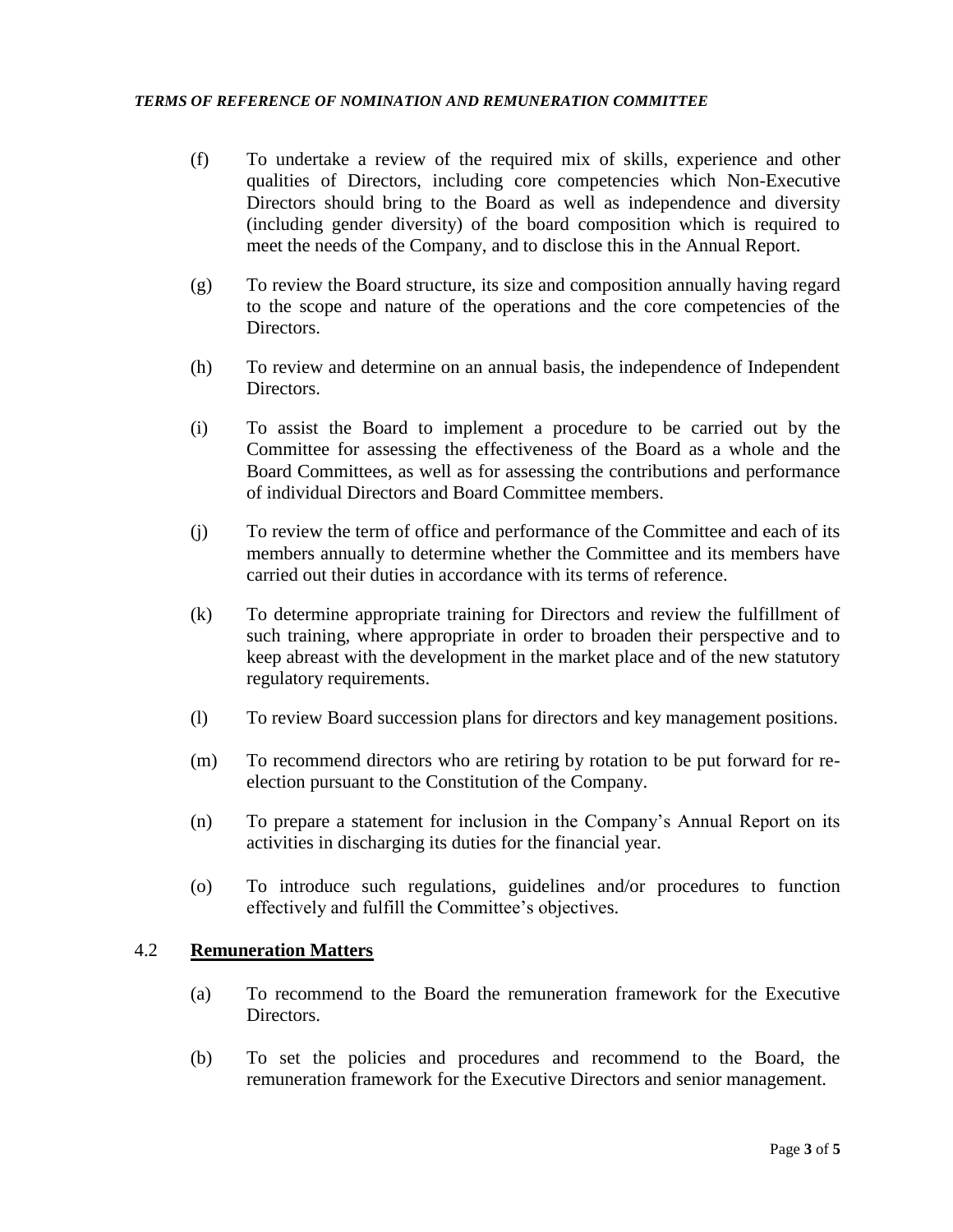(f) To undertake a review of the required mix of skills, experience and other qualities of Directors, including core competencies which Non-Executive Directors should bring to the Board as well as independence and diversity (including gender diversity) of the board composition which is required to meet the needs of the Company, and to disclose this in the Annual Report.

(g) To review the Board structure, its size and composition annually having regard to the scope and nature of the operations and the core competencies of the Directors.

(h) To review and determine on an annual basis, the independence of Independent Directors.

(i) To assist the Board to implement a procedure to be carried out by the Committee for assessing the effectiveness of the Board as a whole and the Board Committees, as well as for assessing the contributions and performance of individual Directors and Board Committee members.

(j) To review the term of office and performance of the Committee and each of its members annually to determine whether the Committee and its members have carried out their duties in accordance with its terms of reference.

(k) To determine appropriate training for Directors and review the fulfillment of such training, where appropriate in order to broaden their perspective and to keep abreast with the development in the market place and of the new statutory regulatory requirements.

(l) To review Board succession plans for directors and key management positions.

(m) To recommend directors who are retiring by rotation to be put forward for re-election pursuant to the Constitution of the Company.

(n) To prepare a statement for inclusion in the Company's Annual Report on its activities in discharging its duties for the financial year.

(o) To introduce such regulations, guidelines and/or procedures to function effectively and fulfill the Committee's objectives.

## 4.2 **Remuneration Matters**

(a) To recommend to the Board the remuneration framework for the Executive Directors.

(b) To set the policies and procedures and recommend to the Board, the remuneration framework for the Executive Directors and senior management.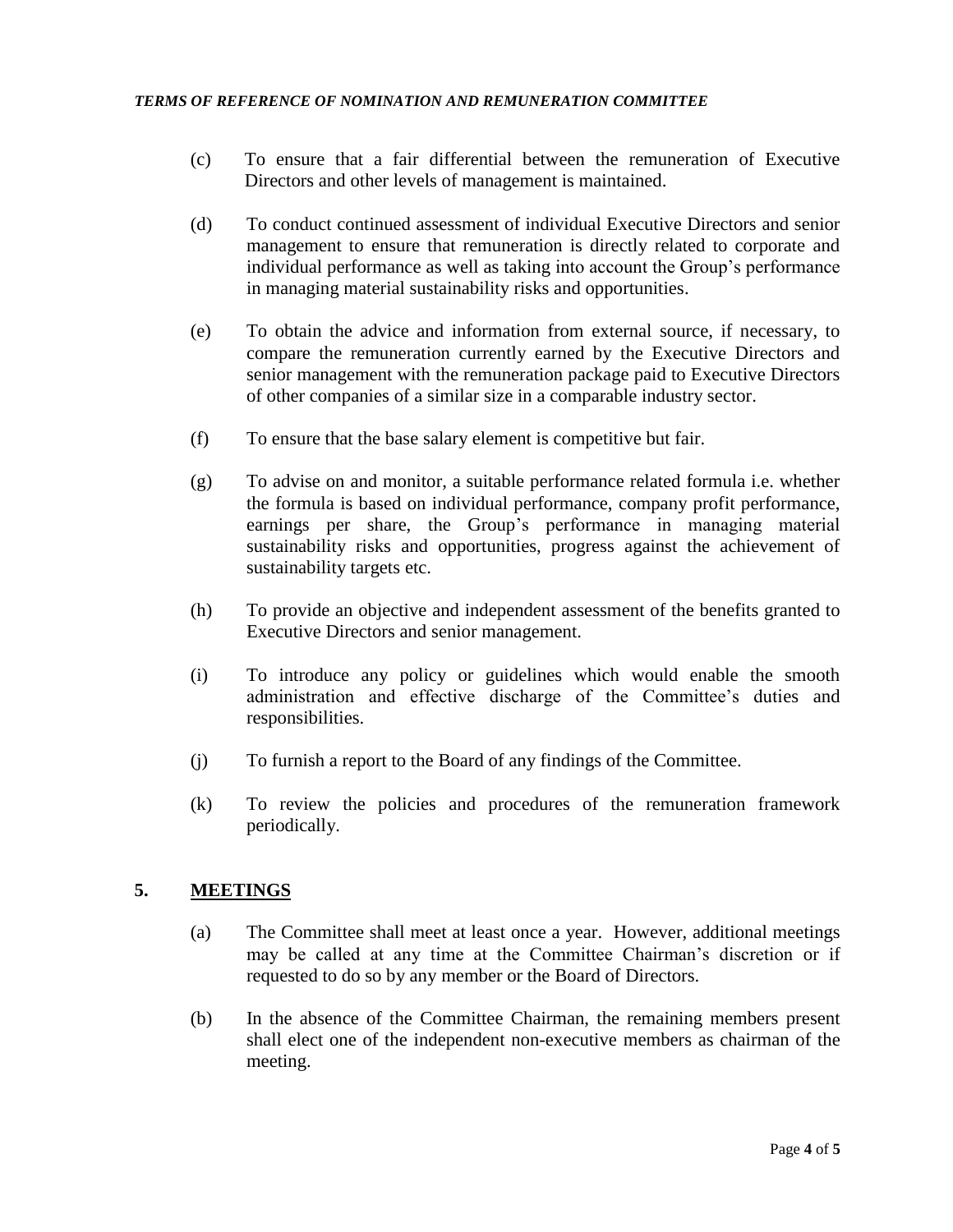(c) To ensure that a fair differential between the remuneration of Executive Directors and other levels of management is maintained.

(d) To conduct continued assessment of individual Executive Directors and senior management to ensure that remuneration is directly related to corporate and individual performance as well as taking into account the Group's performance in managing material sustainability risks and opportunities.

(e) To obtain the advice and information from external source, if necessary, to compare the remuneration currently earned by the Executive Directors and senior management with the remuneration package paid to Executive Directors of other companies of a similar size in a comparable industry sector.

(f) To ensure that the base salary element is competitive but fair.

(g) To advise on and monitor, a suitable performance related formula i.e. whether the formula is based on individual performance, company profit performance, earnings per share, the Group's performance in managing material sustainability risks and opportunities, progress against the achievement of sustainability targets etc.

(h) To provide an objective and independent assessment of the benefits granted to Executive Directors and senior management.

(i) To introduce any policy or guidelines which would enable the smooth administration and effective discharge of the Committee's duties and responsibilities.

(j) To furnish a report to the Board of any findings of the Committee.

(k) To review the policies and procedures of the remuneration framework periodically.

## 5. **MEETINGS**

(a) The Committee shall meet at least once a year. However, additional meetings may be called at any time at the Committee Chairman's discretion or if requested to do so by any member or the Board of Directors.

(b) In the absence of the Committee Chairman, the remaining members present shall elect one of the independent non-executive members as chairman of the meeting.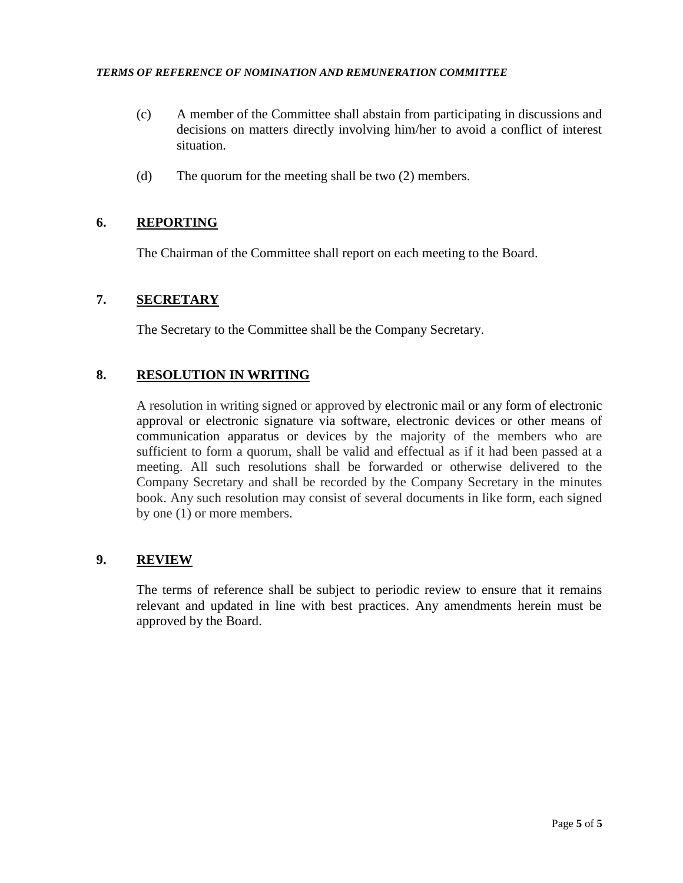(c) A member of the Committee shall abstain from participating in discussions and decisions on matters directly involving him/her to avoid a conflict of interest situation.

(d) The quorum for the meeting shall be two (2) members.

## 6. **REPORTING**

The Chairman of the Committee shall report on each meeting to the Board.

## 7. **SECRETARY**

The Secretary to the Committee shall be the Company Secretary.

## 8. **RESOLUTION IN WRITING**

A resolution in writing signed or approved by electronic mail or any form of electronic approval or electronic signature via software, electronic devices or other means of communication apparatus or devices by the majority of the members who are sufficient to form a quorum, shall be valid and effectual as if it had been passed at a meeting. All such resolutions shall be forwarded or otherwise delivered to the Company Secretary and shall be recorded by the Company Secretary in the minutes book. Any such resolution may consist of several documents in like form, each signed by one (1) or more members.

## 9. **REVIEW**

The terms of reference shall be subject to periodic review to ensure that it remains relevant and updated in line with best practices. Any amendments herein must be approved by the Board.